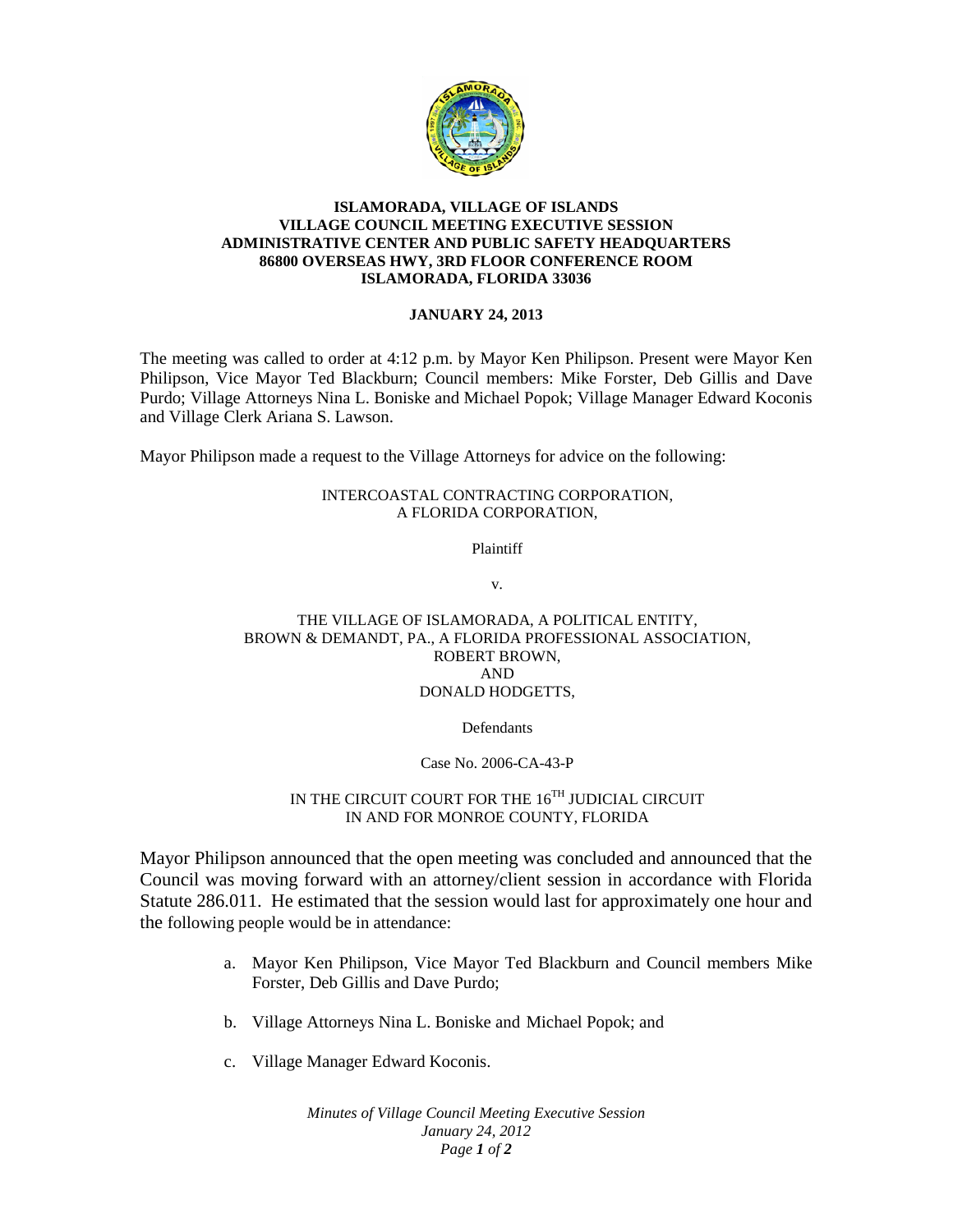**ISLAMORADA, VILLAGE OF ISLANDS**
**VILLAGE COUNCIL MEETING EXECUTIVE SESSION**
**ADMINISTRATIVE CENTER AND PUBLIC SAFETY HEADQUARTERS**
**86800 OVERSEAS HWY, 3RD FLOOR CONFERENCE ROOM**
**ISLAMORADA, FLORIDA 33036**

**JANUARY 24, 2013**

The meeting was called to order at 4:12 p.m. by Mayor Ken Philipson. Present were Mayor Ken Philipson, Vice Mayor Ted Blackburn; Council members: Mike Forster, Deb Gillis and Dave Purdo; Village Attorneys Nina L. Boniske and Michael Popok; Village Manager Edward Koconis and Village Clerk Ariana S. Lawson.

Mayor Philipson made a request to the Village Attorneys for advice on the following:

INTERCOASTAL CONTRACTING CORPORATION,
A FLORIDA CORPORATION,

Plaintiff

v.

THE VILLAGE OF ISLAMORADA, A POLITICAL ENTITY,
BROWN & DEMANDT, PA., A FLORIDA PROFESSIONAL ASSOCIATION,
ROBERT BROWN,
AND
DONALD HODGETTS,

Defendants

Case No. 2006-CA-43-P

IN THE CIRCUIT COURT FOR THE 16TH JUDICIAL CIRCUIT
IN AND FOR MONROE COUNTY, FLORIDA

Mayor Philipson announced that the open meeting was concluded and announced that the Council was moving forward with an attorney/client session in accordance with Florida Statute 286.011. He estimated that the session would last for approximately one hour and the following people would be in attendance:

a. Mayor Ken Philipson, Vice Mayor Ted Blackburn and Council members Mike Forster, Deb Gillis and Dave Purdo;

b. Village Attorneys Nina L. Boniske and Michael Popok; and

c. Village Manager Edward Koconis.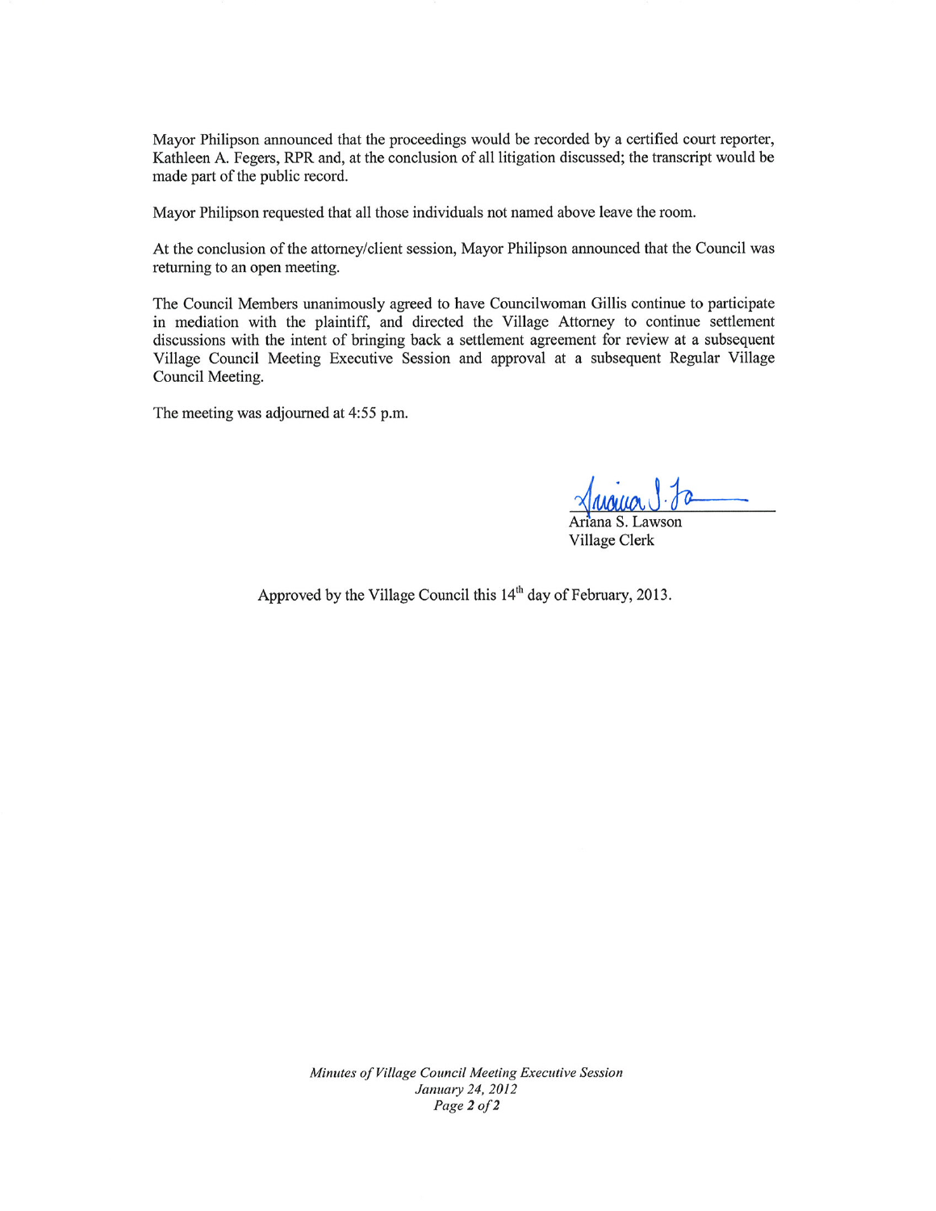Mayor Philipson announced that the proceedings would be recorded by a certified court reporter, Kathleen A. Fegers, RPR and, at the conclusion of all litigation discussed; the transcript would be made part of the public record.

Mayor Philipson requested that all those individuals not named above leave the room.

At the conclusion of the attorney/client session, Mayor Philipson announced that the Council was returning to an open meeting.

The Council Members unanimously agreed to have Councilwoman Gillis continue to participate in mediation with the plaintiff, and directed the Village Attorney to continue settlement discussions with the intent of bringing back a settlement agreement for review at a subsequent Village Council Meeting Executive Session and approval at a subsequent Regular Village Council Meeting.

The meeting was adjourned at 4:55 p.m.

Ariana S. Lawson
Village Clerk

Approved by the Village Council this 14th day of February, 2013.

*Minutes of Village Council Meeting Executive Session*
*January 24, 2012*